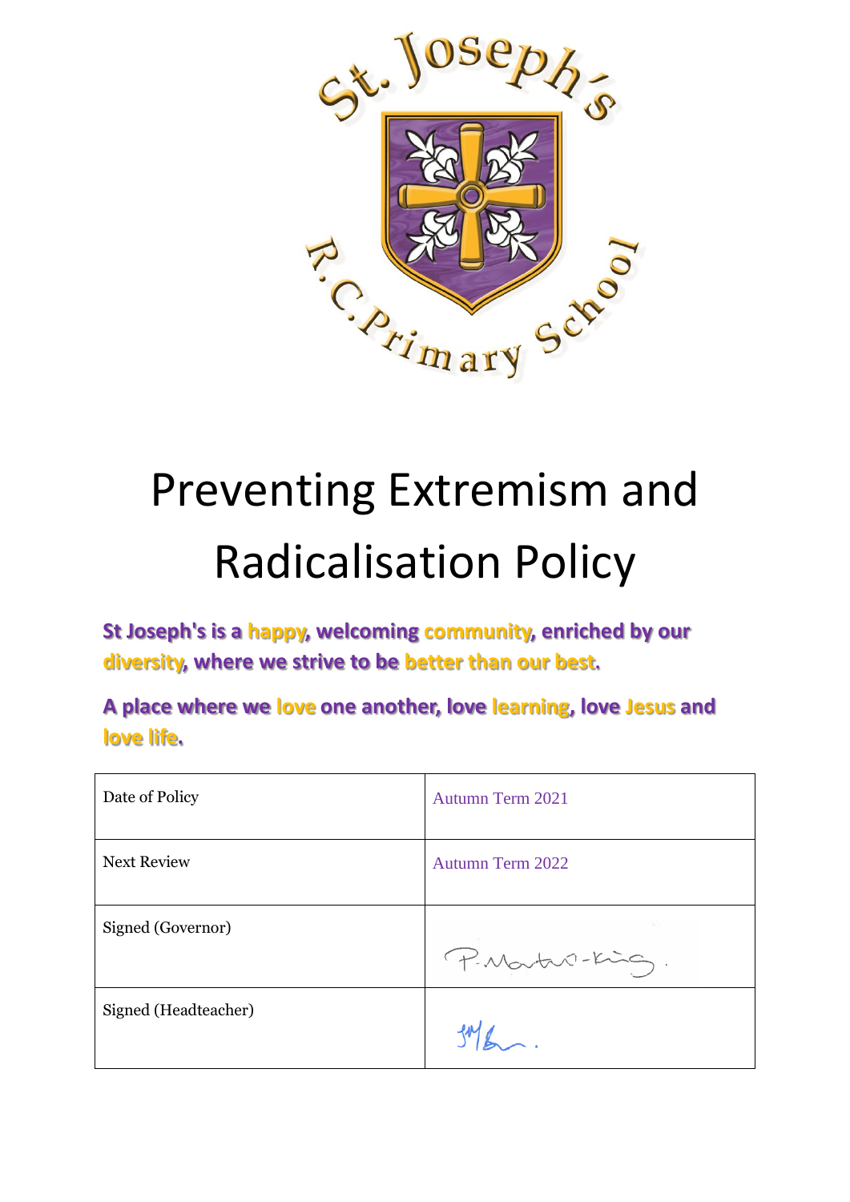# Preventing Extremism and Radicalisation Policy

**St Joseph's is a happy, welcoming community, enriched by our diversity, where we strive to be better than our best.**

**A place where we love one another, love learning, love Jesus and love life.**

| | |
|---|---|
| Date of Policy | Autumn Term 2021 |
| Next Review | Autumn Term 2022 |
| Signed (Governor) | P. Martin-King. |
| Signed (Headteacher) | |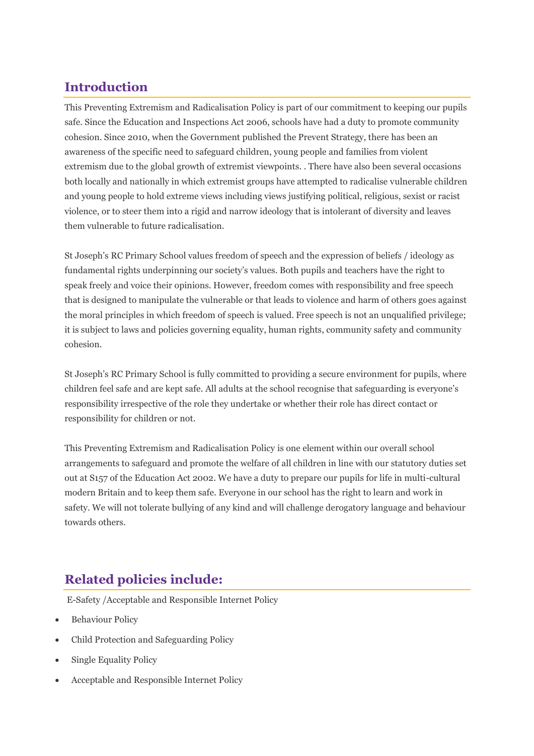## Introduction

This Preventing Extremism and Radicalisation Policy is part of our commitment to keeping our pupils safe. Since the Education and Inspections Act 2006, schools have had a duty to promote community cohesion. Since 2010, when the Government published the Prevent Strategy, there has been an awareness of the specific need to safeguard children, young people and families from violent extremism due to the global growth of extremist viewpoints. . There have also been several occasions both locally and nationally in which extremist groups have attempted to radicalise vulnerable children and young people to hold extreme views including views justifying political, religious, sexist or racist violence, or to steer them into a rigid and narrow ideology that is intolerant of diversity and leaves them vulnerable to future radicalisation.

St Joseph's RC Primary School values freedom of speech and the expression of beliefs / ideology as fundamental rights underpinning our society's values. Both pupils and teachers have the right to speak freely and voice their opinions. However, freedom comes with responsibility and free speech that is designed to manipulate the vulnerable or that leads to violence and harm of others goes against the moral principles in which freedom of speech is valued. Free speech is not an unqualified privilege; it is subject to laws and policies governing equality, human rights, community safety and community cohesion.

St Joseph's RC Primary School is fully committed to providing a secure environment for pupils, where children feel safe and are kept safe. All adults at the school recognise that safeguarding is everyone's responsibility irrespective of the role they undertake or whether their role has direct contact or responsibility for children or not.

This Preventing Extremism and Radicalisation Policy is one element within our overall school arrangements to safeguard and promote the welfare of all children in line with our statutory duties set out at S157 of the Education Act 2002. We have a duty to prepare our pupils for life in multi-cultural modern Britain and to keep them safe. Everyone in our school has the right to learn and work in safety. We will not tolerate bullying of any kind and will challenge derogatory language and behaviour towards others.

## Related policies include:

E-Safety /Acceptable and Responsible Internet Policy

- Behaviour Policy
- Child Protection and Safeguarding Policy
- Single Equality Policy
- Acceptable and Responsible Internet Policy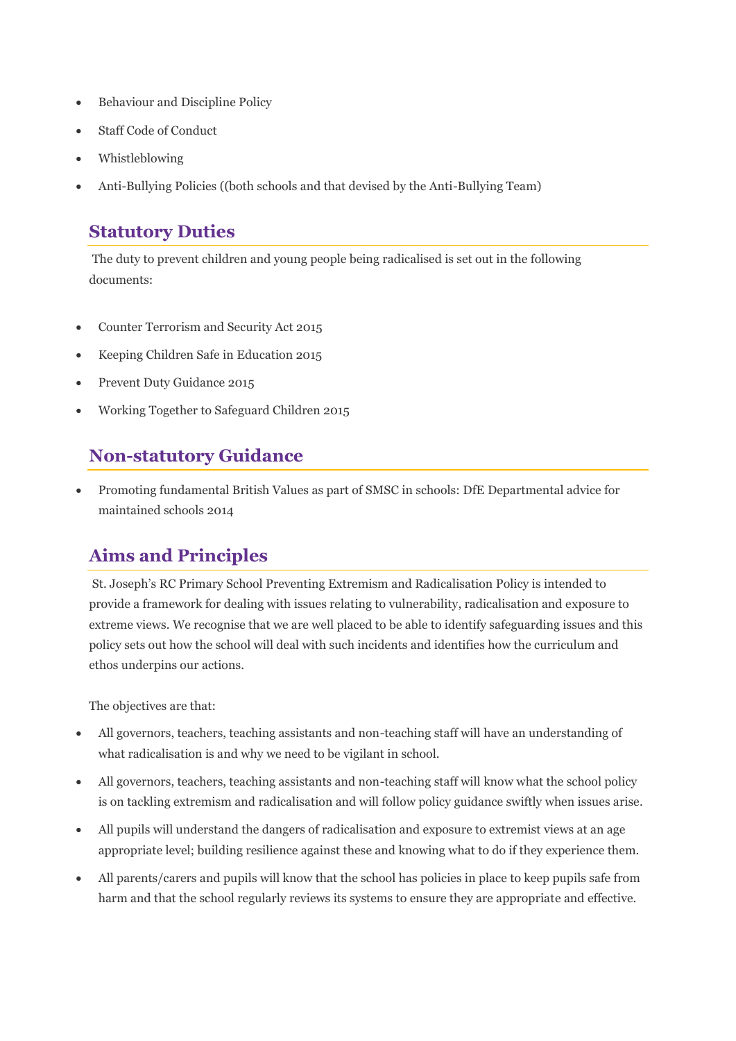- Behaviour and Discipline Policy
- Staff Code of Conduct
- Whistleblowing
- Anti-Bullying Policies ((both schools and that devised by the Anti-Bullying Team)

## Statutory Duties

The duty to prevent children and young people being radicalised is set out in the following documents:

- Counter Terrorism and Security Act 2015
- Keeping Children Safe in Education 2015
- Prevent Duty Guidance 2015
- Working Together to Safeguard Children 2015

## Non-statutory Guidance

- Promoting fundamental British Values as part of SMSC in schools: DfE Departmental advice for maintained schools 2014

## Aims and Principles

St. Joseph's RC Primary School Preventing Extremism and Radicalisation Policy is intended to provide a framework for dealing with issues relating to vulnerability, radicalisation and exposure to extreme views. We recognise that we are well placed to be able to identify safeguarding issues and this policy sets out how the school will deal with such incidents and identifies how the curriculum and ethos underpins our actions.

The objectives are that:

- All governors, teachers, teaching assistants and non-teaching staff will have an understanding of what radicalisation is and why we need to be vigilant in school.
- All governors, teachers, teaching assistants and non-teaching staff will know what the school policy is on tackling extremism and radicalisation and will follow policy guidance swiftly when issues arise.
- All pupils will understand the dangers of radicalisation and exposure to extremist views at an age appropriate level; building resilience against these and knowing what to do if they experience them.
- All parents/carers and pupils will know that the school has policies in place to keep pupils safe from harm and that the school regularly reviews its systems to ensure they are appropriate and effective.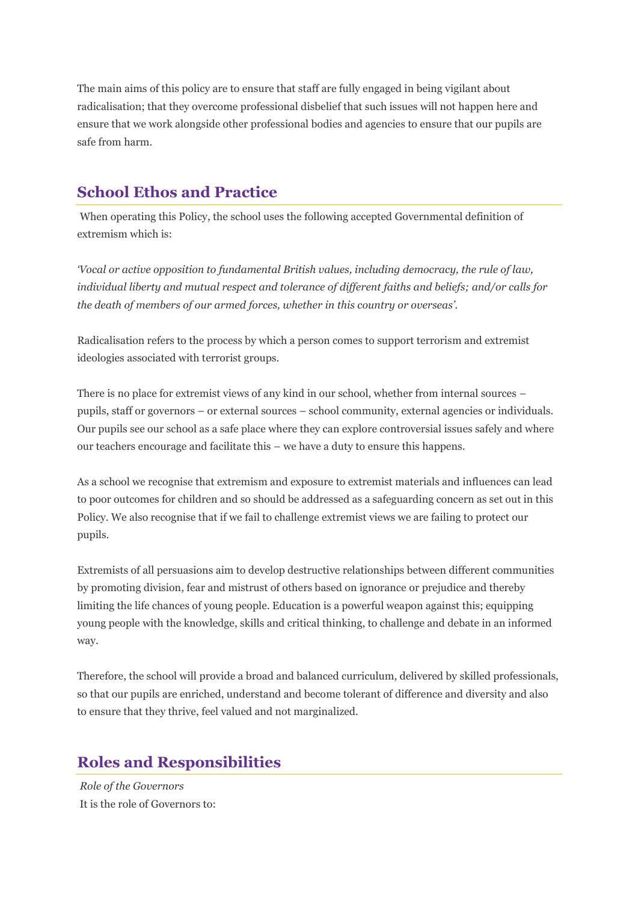The main aims of this policy are to ensure that staff are fully engaged in being vigilant about radicalisation; that they overcome professional disbelief that such issues will not happen here and ensure that we work alongside other professional bodies and agencies to ensure that our pupils are safe from harm.

## School Ethos and Practice

When operating this Policy, the school uses the following accepted Governmental definition of extremism which is:

*'Vocal or active opposition to fundamental British values, including democracy, the rule of law, individual liberty and mutual respect and tolerance of different faiths and beliefs; and/or calls for the death of members of our armed forces, whether in this country or overseas'.*

Radicalisation refers to the process by which a person comes to support terrorism and extremist ideologies associated with terrorist groups.

There is no place for extremist views of any kind in our school, whether from internal sources – pupils, staff or governors – or external sources – school community, external agencies or individuals. Our pupils see our school as a safe place where they can explore controversial issues safely and where our teachers encourage and facilitate this – we have a duty to ensure this happens.

As a school we recognise that extremism and exposure to extremist materials and influences can lead to poor outcomes for children and so should be addressed as a safeguarding concern as set out in this Policy. We also recognise that if we fail to challenge extremist views we are failing to protect our pupils.

Extremists of all persuasions aim to develop destructive relationships between different communities by promoting division, fear and mistrust of others based on ignorance or prejudice and thereby limiting the life chances of young people. Education is a powerful weapon against this; equipping young people with the knowledge, skills and critical thinking, to challenge and debate in an informed way.

Therefore, the school will provide a broad and balanced curriculum, delivered by skilled professionals, so that our pupils are enriched, understand and become tolerant of difference and diversity and also to ensure that they thrive, feel valued and not marginalized.

## Roles and Responsibilities

*Role of the Governors*
It is the role of Governors to: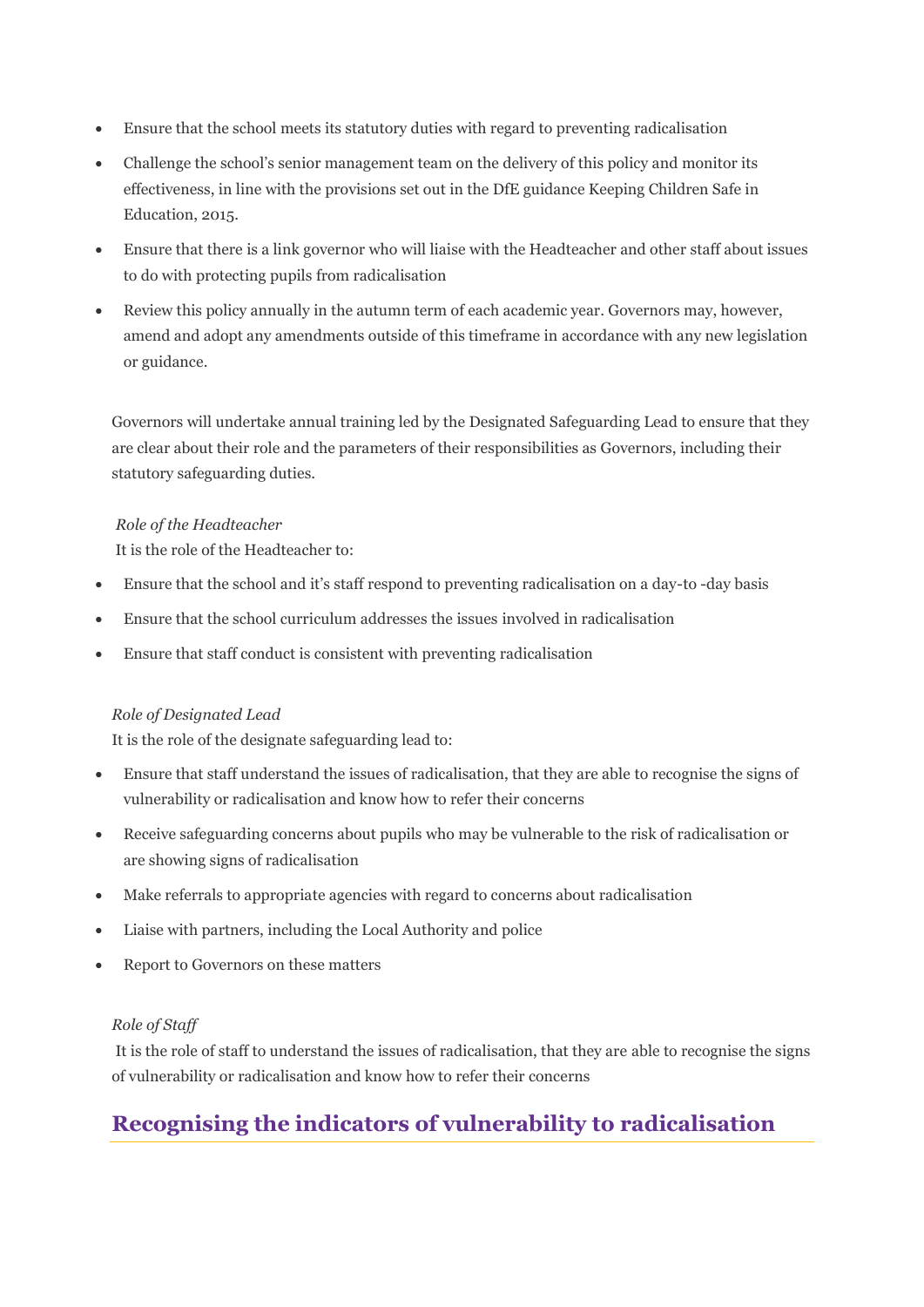- Ensure that the school meets its statutory duties with regard to preventing radicalisation
- Challenge the school's senior management team on the delivery of this policy and monitor its effectiveness, in line with the provisions set out in the DfE guidance Keeping Children Safe in Education, 2015.
- Ensure that there is a link governor who will liaise with the Headteacher and other staff about issues to do with protecting pupils from radicalisation
- Review this policy annually in the autumn term of each academic year. Governors may, however, amend and adopt any amendments outside of this timeframe in accordance with any new legislation or guidance.

Governors will undertake annual training led by the Designated Safeguarding Lead to ensure that they are clear about their role and the parameters of their responsibilities as Governors, including their statutory safeguarding duties.

*Role of the Headteacher*

It is the role of the Headteacher to:

- Ensure that the school and it's staff respond to preventing radicalisation on a day-to -day basis
- Ensure that the school curriculum addresses the issues involved in radicalisation
- Ensure that staff conduct is consistent with preventing radicalisation

*Role of Designated Lead*

It is the role of the designate safeguarding lead to:

- Ensure that staff understand the issues of radicalisation, that they are able to recognise the signs of vulnerability or radicalisation and know how to refer their concerns
- Receive safeguarding concerns about pupils who may be vulnerable to the risk of radicalisation or are showing signs of radicalisation
- Make referrals to appropriate agencies with regard to concerns about radicalisation
- Liaise with partners, including the Local Authority and police
- Report to Governors on these matters

*Role of Staff*

It is the role of staff to understand the issues of radicalisation, that they are able to recognise the signs of vulnerability or radicalisation and know how to refer their concerns

## Recognising the indicators of vulnerability to radicalisation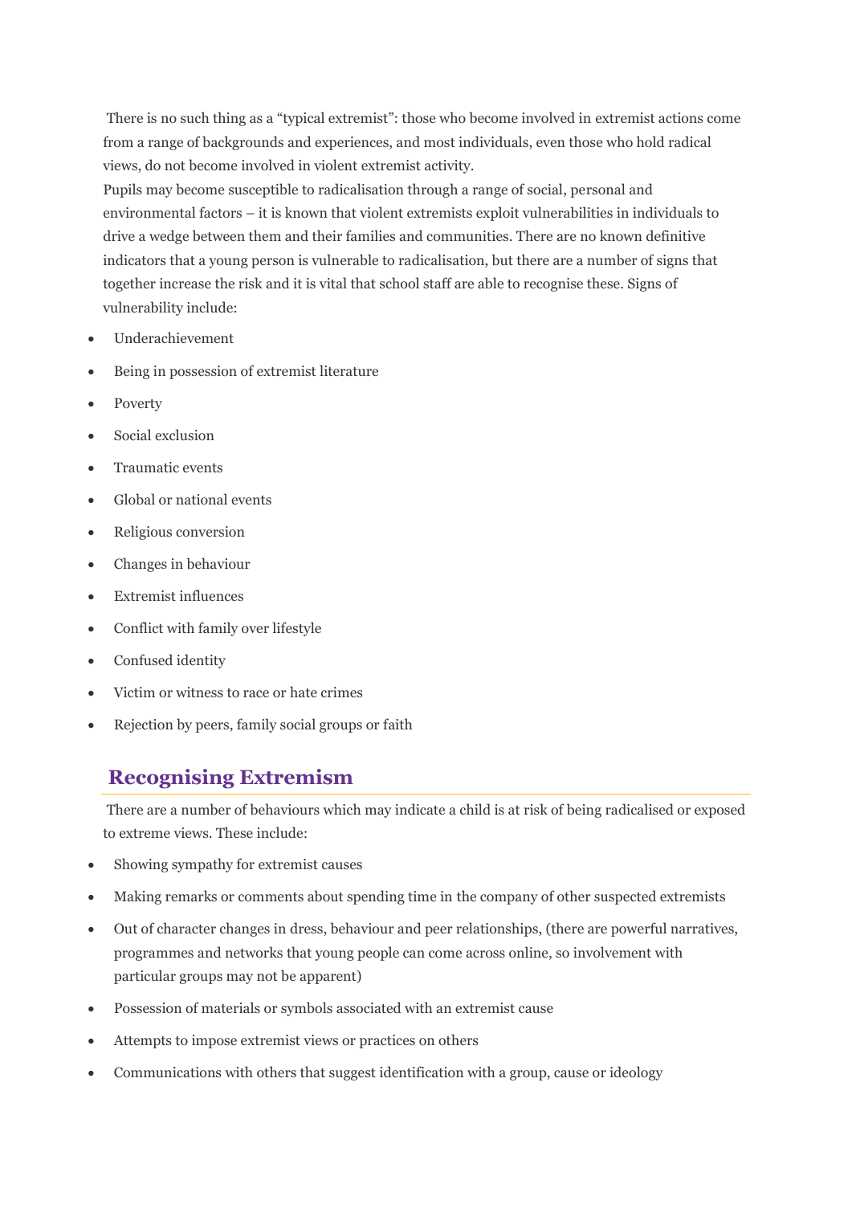There is no such thing as a "typical extremist": those who become involved in extremist actions come from a range of backgrounds and experiences, and most individuals, even those who hold radical views, do not become involved in violent extremist activity.

Pupils may become susceptible to radicalisation through a range of social, personal and environmental factors – it is known that violent extremists exploit vulnerabilities in individuals to drive a wedge between them and their families and communities. There are no known definitive indicators that a young person is vulnerable to radicalisation, but there are a number of signs that together increase the risk and it is vital that school staff are able to recognise these. Signs of vulnerability include:

- Underachievement
- Being in possession of extremist literature
- Poverty
- Social exclusion
- Traumatic events
- Global or national events
- Religious conversion
- Changes in behaviour
- Extremist influences
- Conflict with family over lifestyle
- Confused identity
- Victim or witness to race or hate crimes
- Rejection by peers, family social groups or faith

## Recognising Extremism

There are a number of behaviours which may indicate a child is at risk of being radicalised or exposed to extreme views. These include:

- Showing sympathy for extremist causes
- Making remarks or comments about spending time in the company of other suspected extremists
- Out of character changes in dress, behaviour and peer relationships, (there are powerful narratives, programmes and networks that young people can come across online, so involvement with particular groups may not be apparent)
- Possession of materials or symbols associated with an extremist cause
- Attempts to impose extremist views or practices on others
- Communications with others that suggest identification with a group, cause or ideology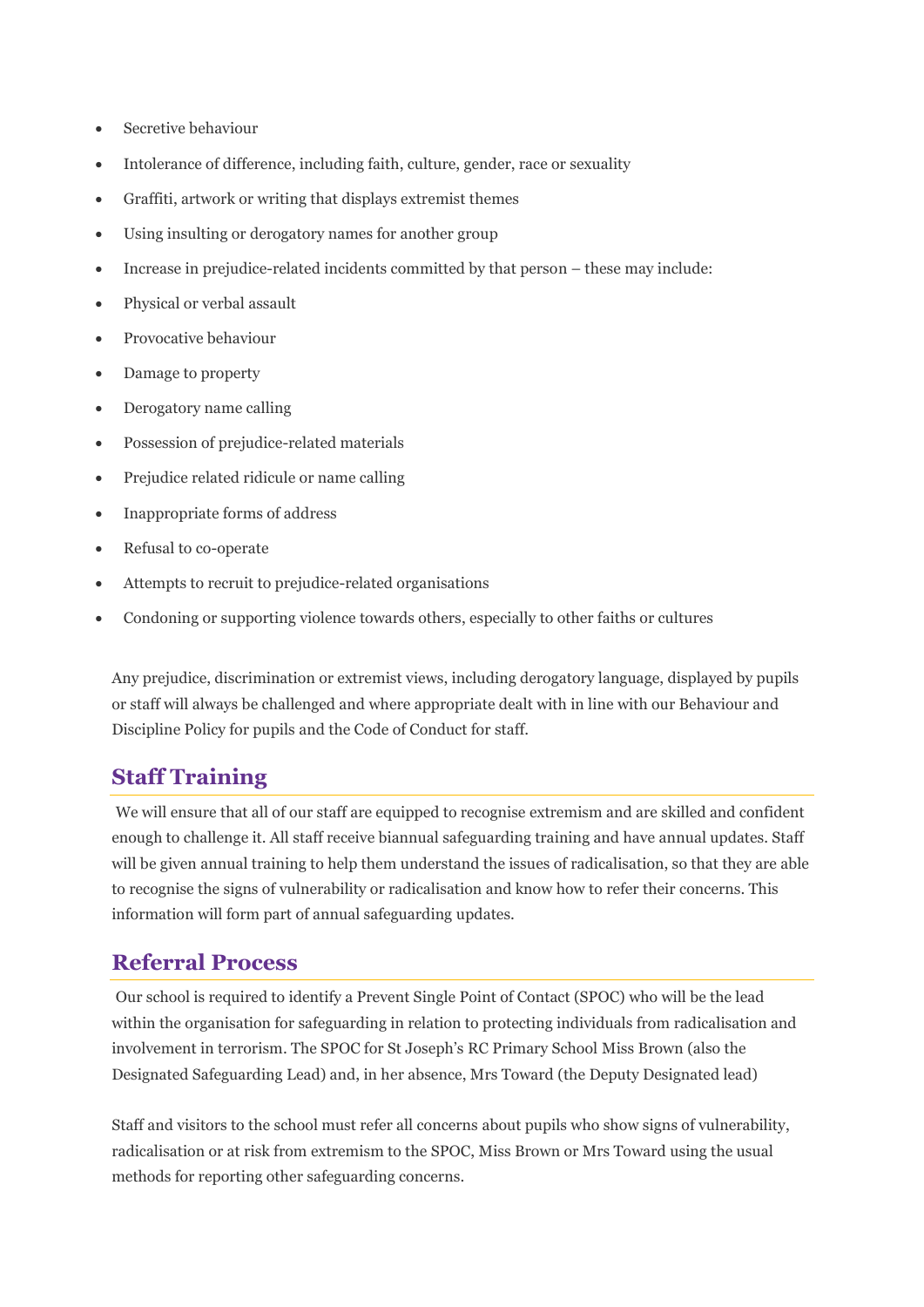- Secretive behaviour
- Intolerance of difference, including faith, culture, gender, race or sexuality
- Graffiti, artwork or writing that displays extremist themes
- Using insulting or derogatory names for another group
- Increase in prejudice-related incidents committed by that person – these may include:
- Physical or verbal assault
- Provocative behaviour
- Damage to property
- Derogatory name calling
- Possession of prejudice-related materials
- Prejudice related ridicule or name calling
- Inappropriate forms of address
- Refusal to co-operate
- Attempts to recruit to prejudice-related organisations
- Condoning or supporting violence towards others, especially to other faiths or cultures

Any prejudice, discrimination or extremist views, including derogatory language, displayed by pupils or staff will always be challenged and where appropriate dealt with in line with our Behaviour and Discipline Policy for pupils and the Code of Conduct for staff.

## Staff Training

We will ensure that all of our staff are equipped to recognise extremism and are skilled and confident enough to challenge it. All staff receive biannual safeguarding training and have annual updates. Staff will be given annual training to help them understand the issues of radicalisation, so that they are able to recognise the signs of vulnerability or radicalisation and know how to refer their concerns. This information will form part of annual safeguarding updates.

## Referral Process

Our school is required to identify a Prevent Single Point of Contact (SPOC) who will be the lead within the organisation for safeguarding in relation to protecting individuals from radicalisation and involvement in terrorism. The SPOC for St Joseph's RC Primary School Miss Brown (also the Designated Safeguarding Lead) and, in her absence, Mrs Toward (the Deputy Designated lead)

Staff and visitors to the school must refer all concerns about pupils who show signs of vulnerability, radicalisation or at risk from extremism to the SPOC, Miss Brown or Mrs Toward using the usual methods for reporting other safeguarding concerns.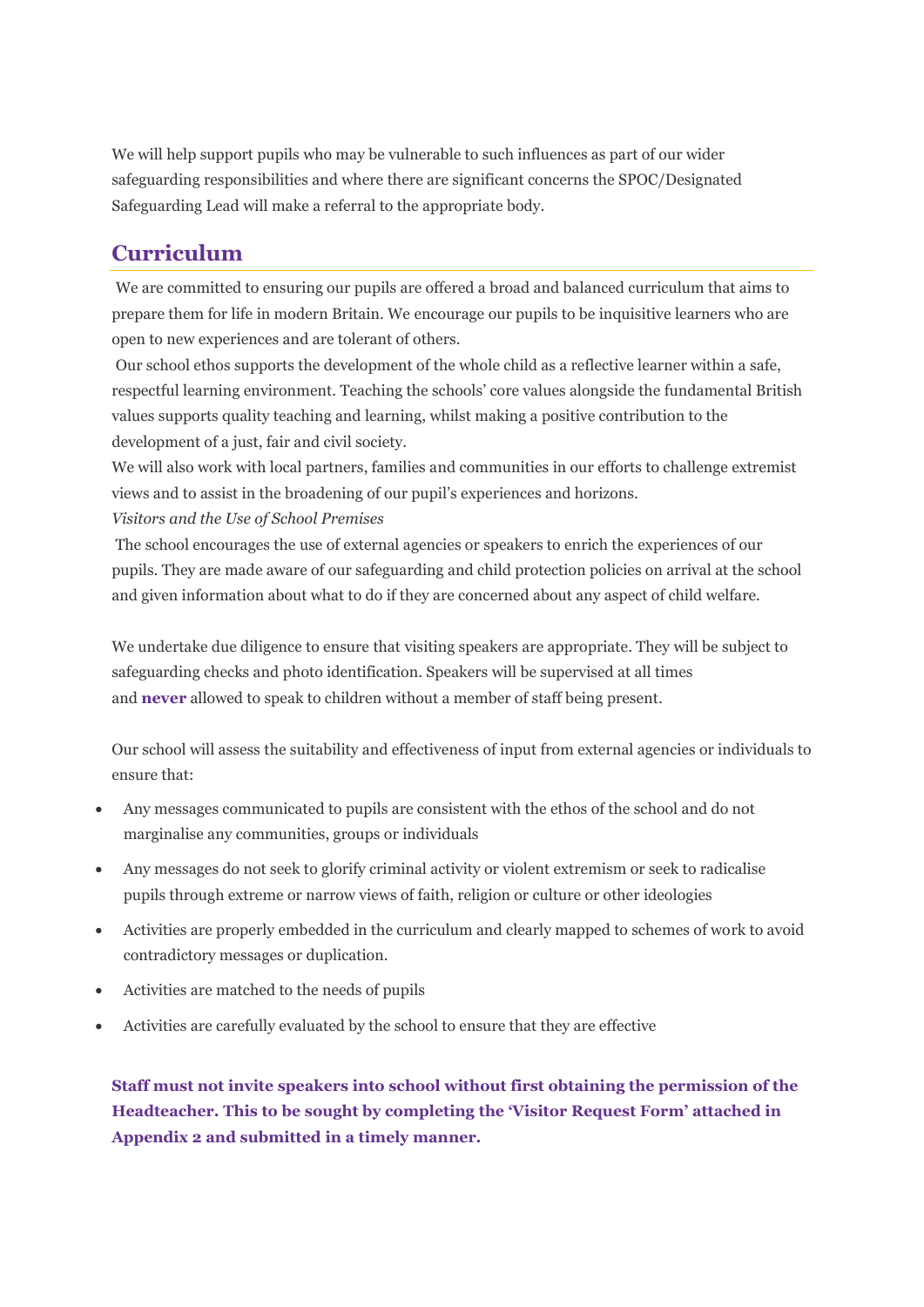We will help support pupils who may be vulnerable to such influences as part of our wider safeguarding responsibilities and where there are significant concerns the SPOC/Designated Safeguarding Lead will make a referral to the appropriate body.

## Curriculum

We are committed to ensuring our pupils are offered a broad and balanced curriculum that aims to prepare them for life in modern Britain. We encourage our pupils to be inquisitive learners who are open to new experiences and are tolerant of others.

Our school ethos supports the development of the whole child as a reflective learner within a safe, respectful learning environment. Teaching the schools' core values alongside the fundamental British values supports quality teaching and learning, whilst making a positive contribution to the development of a just, fair and civil society.

We will also work with local partners, families and communities in our efforts to challenge extremist views and to assist in the broadening of our pupil's experiences and horizons.

*Visitors and the Use of School Premises*

The school encourages the use of external agencies or speakers to enrich the experiences of our pupils. They are made aware of our safeguarding and child protection policies on arrival at the school and given information about what to do if they are concerned about any aspect of child welfare.

We undertake due diligence to ensure that visiting speakers are appropriate. They will be subject to safeguarding checks and photo identification. Speakers will be supervised at all times and **never** allowed to speak to children without a member of staff being present.

Our school will assess the suitability and effectiveness of input from external agencies or individuals to ensure that:

- Any messages communicated to pupils are consistent with the ethos of the school and do not marginalise any communities, groups or individuals
- Any messages do not seek to glorify criminal activity or violent extremism or seek to radicalise pupils through extreme or narrow views of faith, religion or culture or other ideologies
- Activities are properly embedded in the curriculum and clearly mapped to schemes of work to avoid contradictory messages or duplication.
- Activities are matched to the needs of pupils
- Activities are carefully evaluated by the school to ensure that they are effective

**Staff must not invite speakers into school without first obtaining the permission of the Headteacher. This to be sought by completing the 'Visitor Request Form' attached in Appendix 2 and submitted in a timely manner.**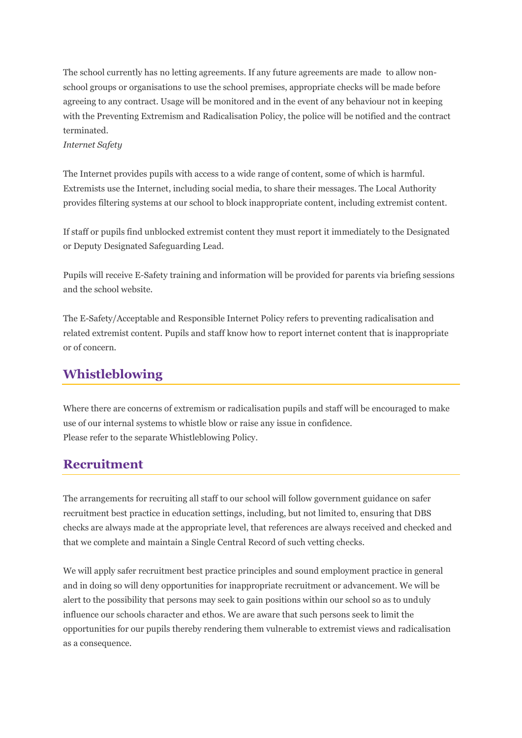The school currently has no letting agreements. If any future agreements are made to allow non-school groups or organisations to use the school premises, appropriate checks will be made before agreeing to any contract. Usage will be monitored and in the event of any behaviour not in keeping with the Preventing Extremism and Radicalisation Policy, the police will be notified and the contract terminated.

*Internet Safety*

The Internet provides pupils with access to a wide range of content, some of which is harmful. Extremists use the Internet, including social media, to share their messages. The Local Authority provides filtering systems at our school to block inappropriate content, including extremist content.

If staff or pupils find unblocked extremist content they must report it immediately to the Designated or Deputy Designated Safeguarding Lead.

Pupils will receive E-Safety training and information will be provided for parents via briefing sessions and the school website.

The E-Safety/Acceptable and Responsible Internet Policy refers to preventing radicalisation and related extremist content. Pupils and staff know how to report internet content that is inappropriate or of concern.

## Whistleblowing

Where there are concerns of extremism or radicalisation pupils and staff will be encouraged to make use of our internal systems to whistle blow or raise any issue in confidence.
Please refer to the separate Whistleblowing Policy.

## Recruitment

The arrangements for recruiting all staff to our school will follow government guidance on safer recruitment best practice in education settings, including, but not limited to, ensuring that DBS checks are always made at the appropriate level, that references are always received and checked and that we complete and maintain a Single Central Record of such vetting checks.

We will apply safer recruitment best practice principles and sound employment practice in general and in doing so will deny opportunities for inappropriate recruitment or advancement. We will be alert to the possibility that persons may seek to gain positions within our school so as to unduly influence our schools character and ethos. We are aware that such persons seek to limit the opportunities for our pupils thereby rendering them vulnerable to extremist views and radicalisation as a consequence.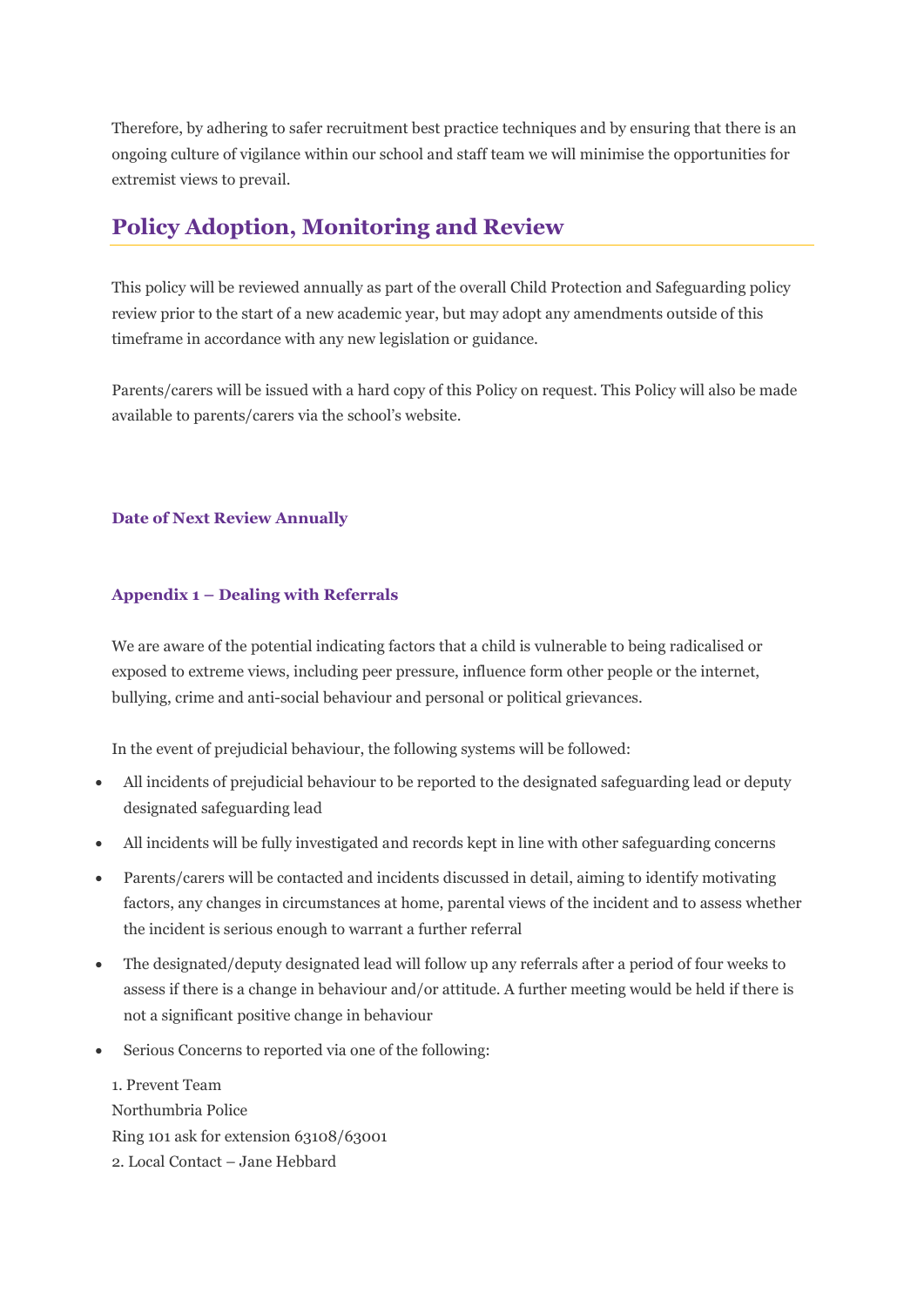Therefore, by adhering to safer recruitment best practice techniques and by ensuring that there is an ongoing culture of vigilance within our school and staff team we will minimise the opportunities for extremist views to prevail.

## Policy Adoption, Monitoring and Review

This policy will be reviewed annually as part of the overall Child Protection and Safeguarding policy review prior to the start of a new academic year, but may adopt any amendments outside of this timeframe in accordance with any new legislation or guidance.

Parents/carers will be issued with a hard copy of this Policy on request. This Policy will also be made available to parents/carers via the school's website.

**Date of Next Review Annually**

**Appendix 1 – Dealing with Referrals**

We are aware of the potential indicating factors that a child is vulnerable to being radicalised or exposed to extreme views, including peer pressure, influence form other people or the internet, bullying, crime and anti-social behaviour and personal or political grievances.

In the event of prejudicial behaviour, the following systems will be followed:

- All incidents of prejudicial behaviour to be reported to the designated safeguarding lead or deputy designated safeguarding lead
- All incidents will be fully investigated and records kept in line with other safeguarding concerns
- Parents/carers will be contacted and incidents discussed in detail, aiming to identify motivating factors, any changes in circumstances at home, parental views of the incident and to assess whether the incident is serious enough to warrant a further referral
- The designated/deputy designated lead will follow up any referrals after a period of four weeks to assess if there is a change in behaviour and/or attitude. A further meeting would be held if there is not a significant positive change in behaviour
- Serious Concerns to reported via one of the following:

1. Prevent Team
Northumbria Police
Ring 101 ask for extension 63108/63001
2. Local Contact – Jane Hebbard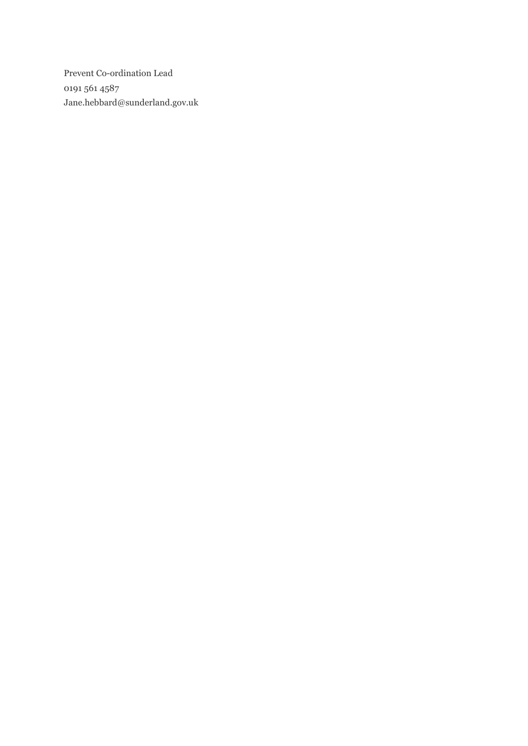Prevent Co-ordination Lead
0191 561 4587
Jane.hebbard@sunderland.gov.uk